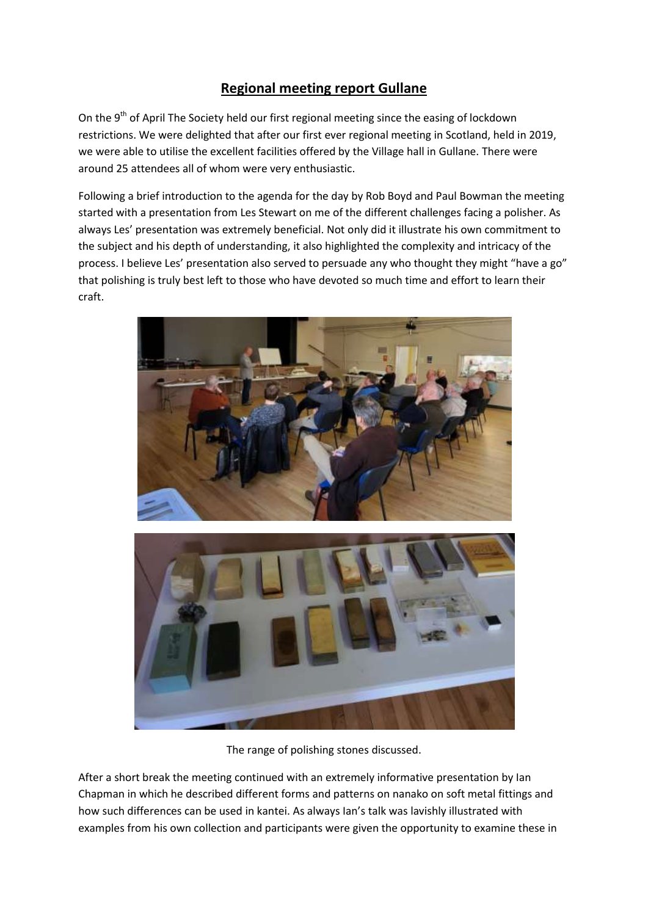# Regional meeting report Gullane

On the 9th of April The Society held our first regional meeting since the easing of lockdown restrictions. We were delighted that after our first ever regional meeting in Scotland, held in 2019, we were able to utilise the excellent facilities offered by the Village hall in Gullane. There were around 25 attendees all of whom were very enthusiastic.

Following a brief introduction to the agenda for the day by Rob Boyd and Paul Bowman the meeting started with a presentation from Les Stewart on me of the different challenges facing a polisher. As always Les' presentation was extremely beneficial. Not only did it illustrate his own commitment to the subject and his depth of understanding, it also highlighted the complexity and intricacy of the process. I believe Les' presentation also served to persuade any who thought they might "have a go" that polishing is truly best left to those who have devoted so much time and effort to learn their craft.

The range of polishing stones discussed.

After a short break the meeting continued with an extremely informative presentation by Ian Chapman in which he described different forms and patterns on nanako on soft metal fittings and how such differences can be used in kantei. As always Ian's talk was lavishly illustrated with examples from his own collection and participants were given the opportunity to examine these in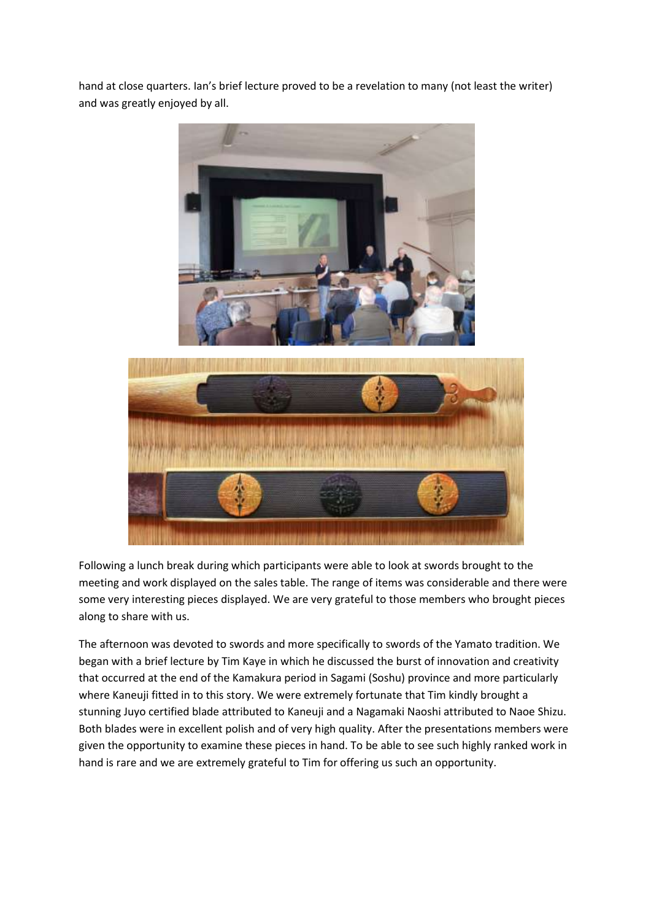hand at close quarters. Ian's brief lecture proved to be a revelation to many (not least the writer) and was greatly enjoyed by all.

Following a lunch break during which participants were able to look at swords brought to the meeting and work displayed on the sales table. The range of items was considerable and there were some very interesting pieces displayed. We are very grateful to those members who brought pieces along to share with us.

The afternoon was devoted to swords and more specifically to swords of the Yamato tradition. We began with a brief lecture by Tim Kaye in which he discussed the burst of innovation and creativity that occurred at the end of the Kamakura period in Sagami (Soshu) province and more particularly where Kaneuji fitted in to this story. We were extremely fortunate that Tim kindly brought a stunning Juyo certified blade attributed to Kaneuji and a Nagamaki Naoshi attributed to Naoe Shizu. Both blades were in excellent polish and of very high quality. After the presentations members were given the opportunity to examine these pieces in hand. To be able to see such highly ranked work in hand is rare and we are extremely grateful to Tim for offering us such an opportunity.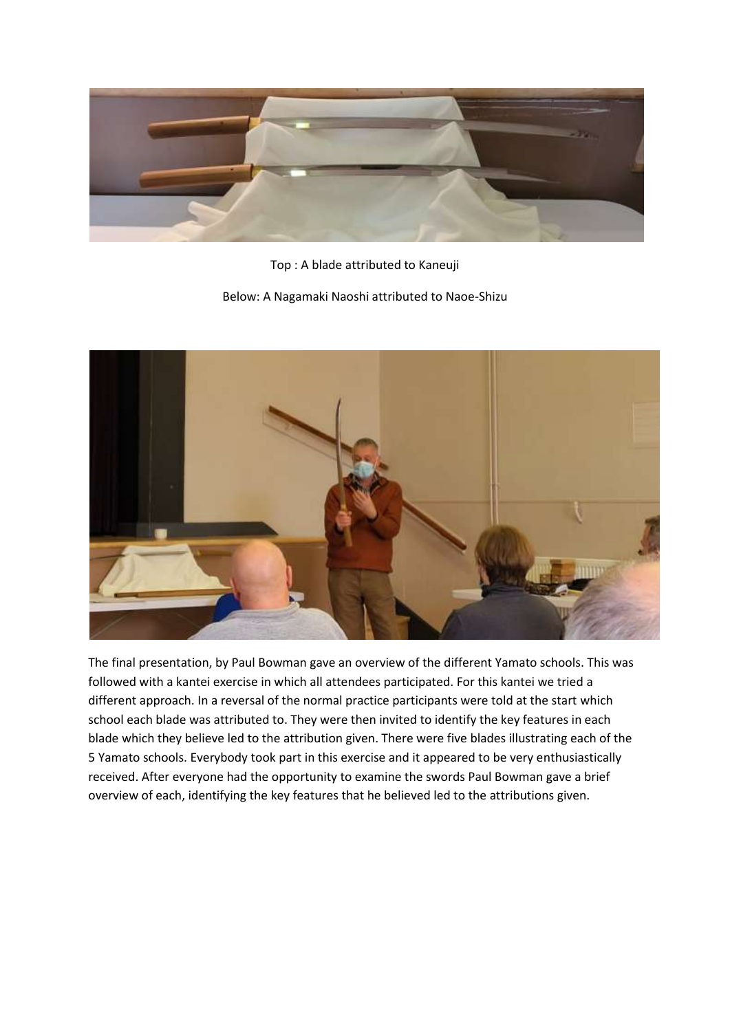Top : A blade attributed to Kaneuji

Below: A Nagamaki Naoshi attributed to Naoe-Shizu

The final presentation, by Paul Bowman gave an overview of the different Yamato schools. This was followed with a kantei exercise in which all attendees participated. For this kantei we tried a different approach. In a reversal of the normal practice participants were told at the start which school each blade was attributed to. They were then invited to identify the key features in each blade which they believe led to the attribution given. There were five blades illustrating each of the 5 Yamato schools. Everybody took part in this exercise and it appeared to be very enthusiastically received. After everyone had the opportunity to examine the swords Paul Bowman gave a brief overview of each, identifying the key features that he believed led to the attributions given.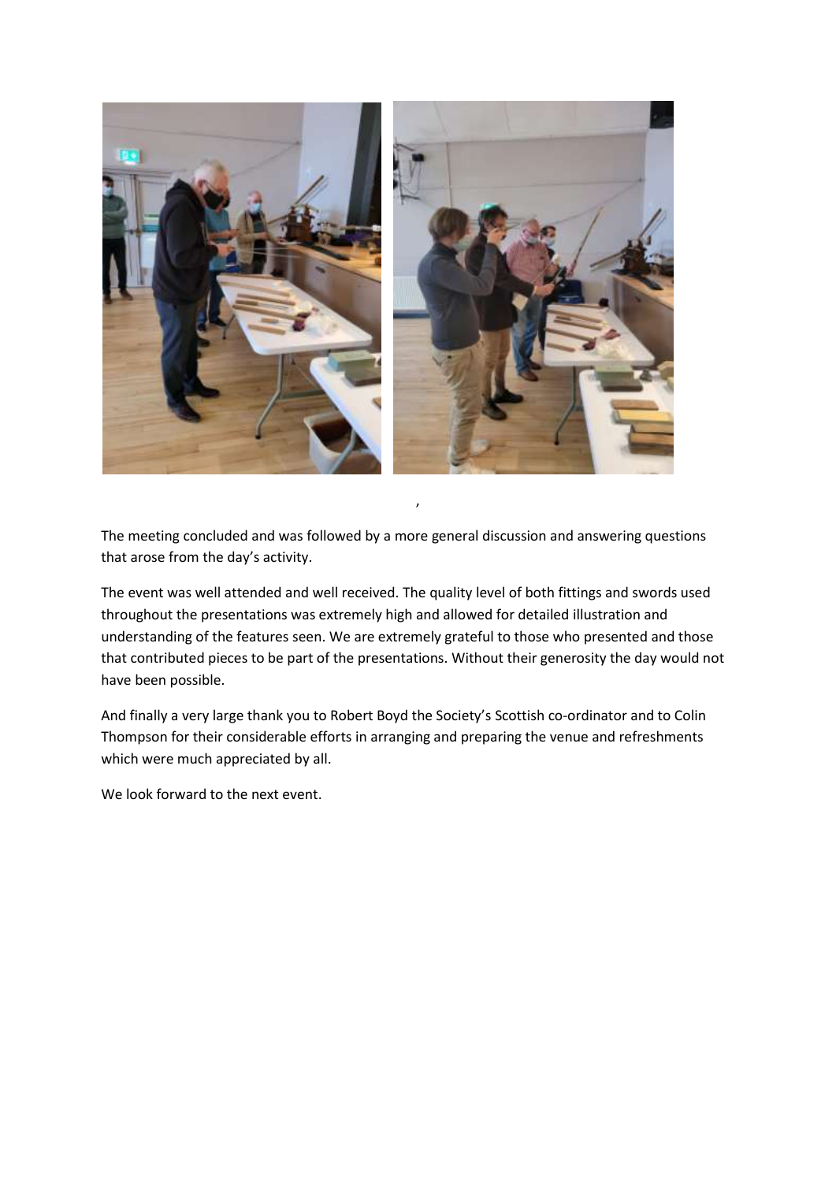,

The meeting concluded and was followed by a more general discussion and answering questions that arose from the day's activity.

The event was well attended and well received. The quality level of both fittings and swords used throughout the presentations was extremely high and allowed for detailed illustration and understanding of the features seen. We are extremely grateful to those who presented and those that contributed pieces to be part of the presentations. Without their generosity the day would not have been possible.

And finally a very large thank you to Robert Boyd the Society's Scottish co-ordinator and to Colin Thompson for their considerable efforts in arranging and preparing the venue and refreshments which were much appreciated by all.

We look forward to the next event.